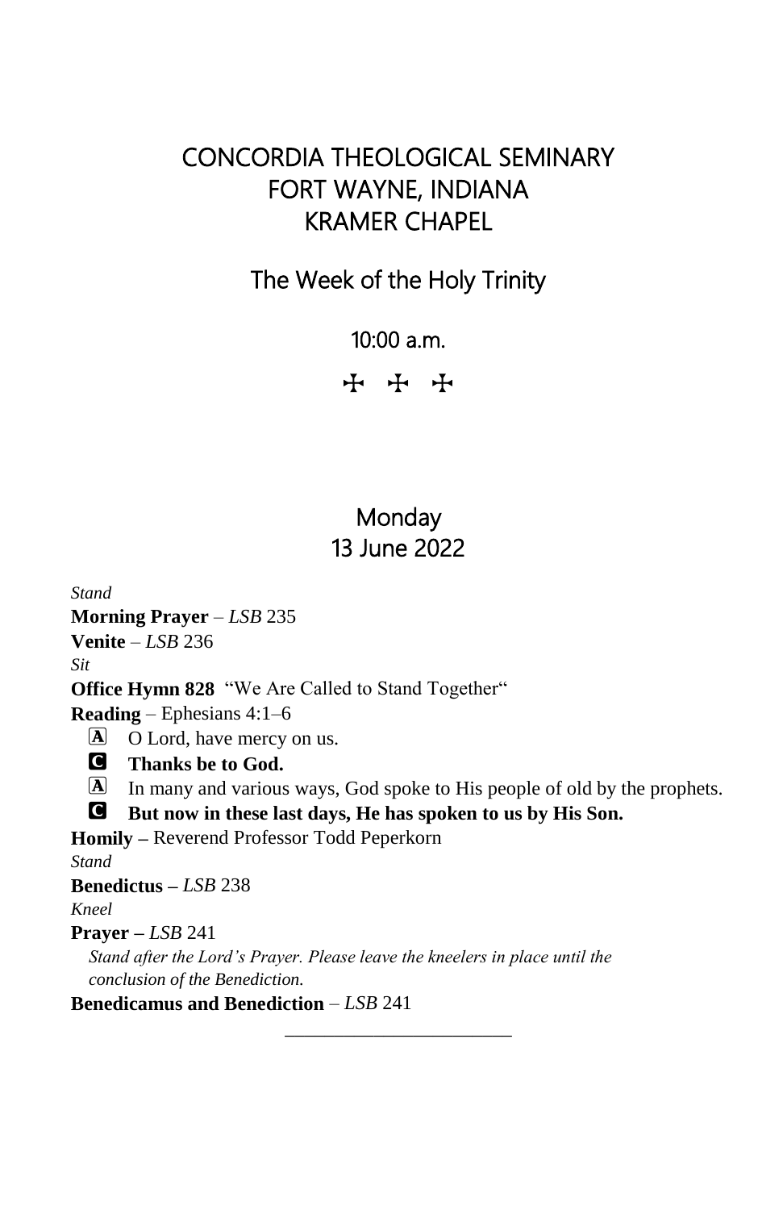# CONCORDIA THEOLOGICAL SEMINARY
# FORT WAYNE, INDIANA
# KRAMER CHAPEL

## The Week of the Holy Trinity

10:00 a.m.

✠ ✠ ✠

## Monday
## 13 June 2022

*Stand*

**Morning Prayer** – *LSB* 235

**Venite** – *LSB* 236

*Sit*

**Office Hymn 828** "We Are Called to Stand Together"

**Reading** – Ephesians 4:1–6

Ⓐ O Lord, have mercy on us.

Ⓒ **Thanks be to God.**

Ⓐ In many and various ways, God spoke to His people of old by the prophets.

Ⓒ **But now in these last days, He has spoken to us by His Son.**

**Homily –** Reverend Professor Todd Peperkorn

*Stand*

**Benedictus –** *LSB* 238

*Kneel*

**Prayer –** *LSB* 241

*Stand after the Lord's Prayer. Please leave the kneelers in place until the conclusion of the Benediction.*

**Benedicamus and Benediction** – *LSB* 241

---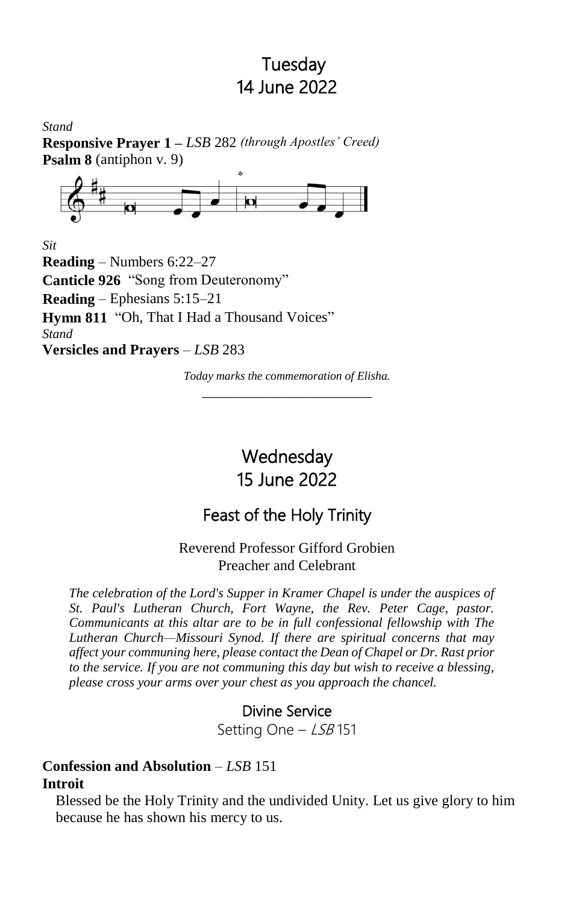# Tuesday
# 14 June 2022

*Stand*

**Responsive Prayer 1 –** *LSB* 282 *(through Apostles' Creed)*

**Psalm 8** (antiphon v. 9)

*Sit*

**Reading** – Numbers 6:22–27

**Canticle 926** "Song from Deuteronomy"

**Reading** – Ephesians 5:15–21

**Hymn 811** "Oh, That I Had a Thousand Voices"

*Stand*

**Versicles and Prayers** – *LSB* 283

*Today marks the commemoration of Elisha.*

---

# Wednesday
# 15 June 2022

## Feast of the Holy Trinity

Reverend Professor Gifford Grobien
Preacher and Celebrant

*The celebration of the Lord's Supper in Kramer Chapel is under the auspices of St. Paul's Lutheran Church, Fort Wayne, the Rev. Peter Cage, pastor. Communicants at this altar are to be in full confessional fellowship with The Lutheran Church—Missouri Synod. If there are spiritual concerns that may affect your communing here, please contact the Dean of Chapel or Dr. Rast prior to the service. If you are not communing this day but wish to receive a blessing, please cross your arms over your chest as you approach the chancel.*

### Divine Service

Setting One – *LSB* 151

**Confession and Absolution** – *LSB* 151

**Introit**

Blessed be the Holy Trinity and the undivided Unity. Let us give glory to him because he has shown his mercy to us.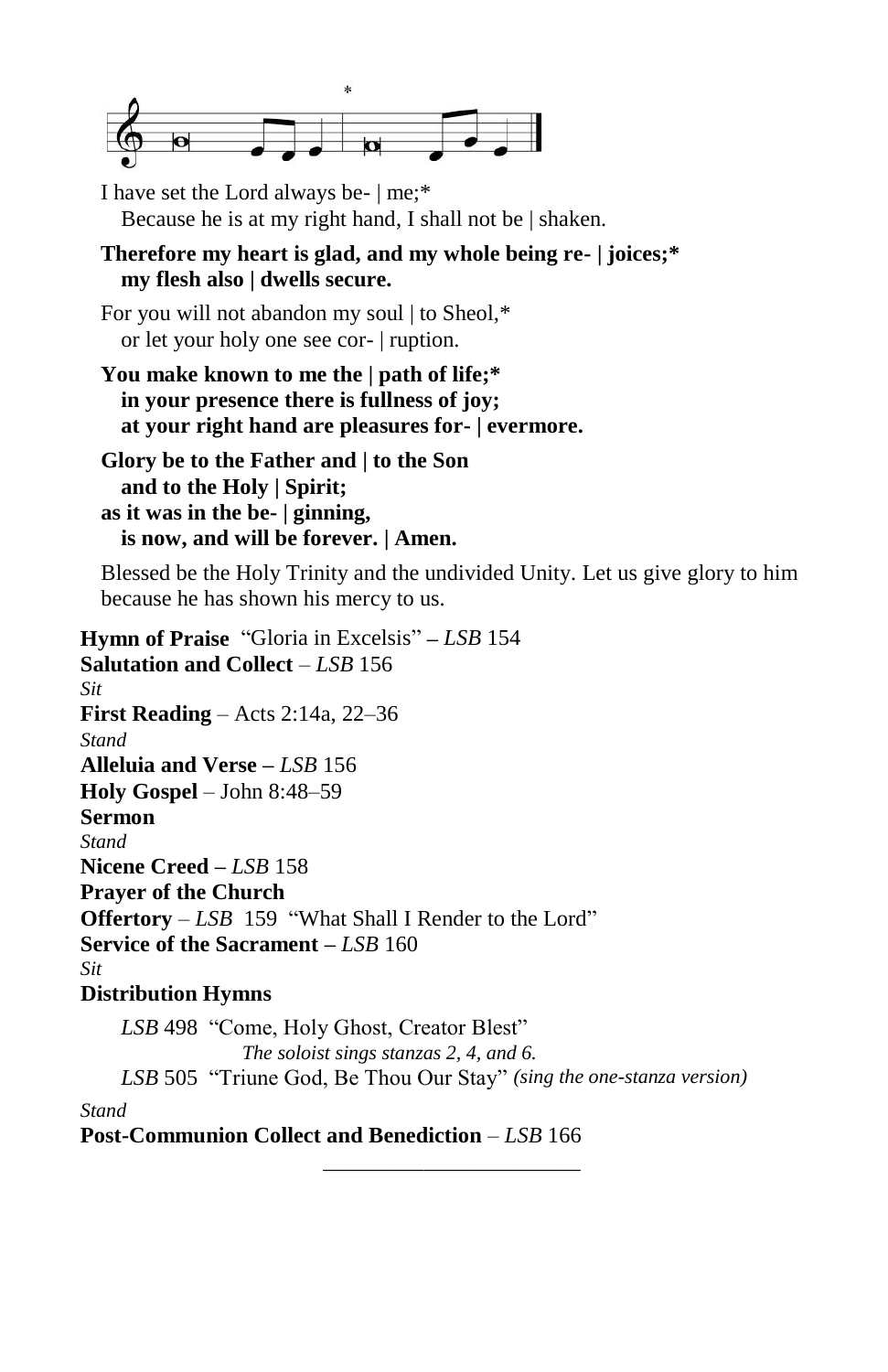I have set the Lord always be- | me;*
Because he is at my right hand, I shall not be | shaken.

**Therefore my heart is glad, and my whole being re- | joices;*
my flesh also | dwells secure.**

For you will not abandon my soul | to Sheol,*
or let your holy one see cor- | ruption.

**You make known to me the | path of life;*
in your presence there is fullness of joy;
at your right hand are pleasures for- | evermore.**

**Glory be to the Father and | to the Son
and to the Holy | Spirit;
as it was in the be- | ginning,
is now, and will be forever. | Amen.**

Blessed be the Holy Trinity and the undivided Unity. Let us give glory to him because he has shown his mercy to us.

**Hymn of Praise** "Gloria in Excelsis" – *LSB* 154
**Salutation and Collect** – *LSB* 156
*Sit*
**First Reading** – Acts 2:14a, 22–36
*Stand*
**Alleluia and Verse** – *LSB* 156
**Holy Gospel** – John 8:48–59
**Sermon**
*Stand*
**Nicene Creed** – *LSB* 158
**Prayer of the Church**
**Offertory** – *LSB* 159 "What Shall I Render to the Lord"
**Service of the Sacrament** – *LSB* 160
*Sit*
**Distribution Hymns**

*LSB* 498 "Come, Holy Ghost, Creator Blest"
*The soloist sings stanzas 2, 4, and 6.*
*LSB* 505 "Triune God, Be Thou Our Stay" *(sing the one-stanza version)*

*Stand*
**Post-Communion Collect and Benediction** – *LSB* 166

---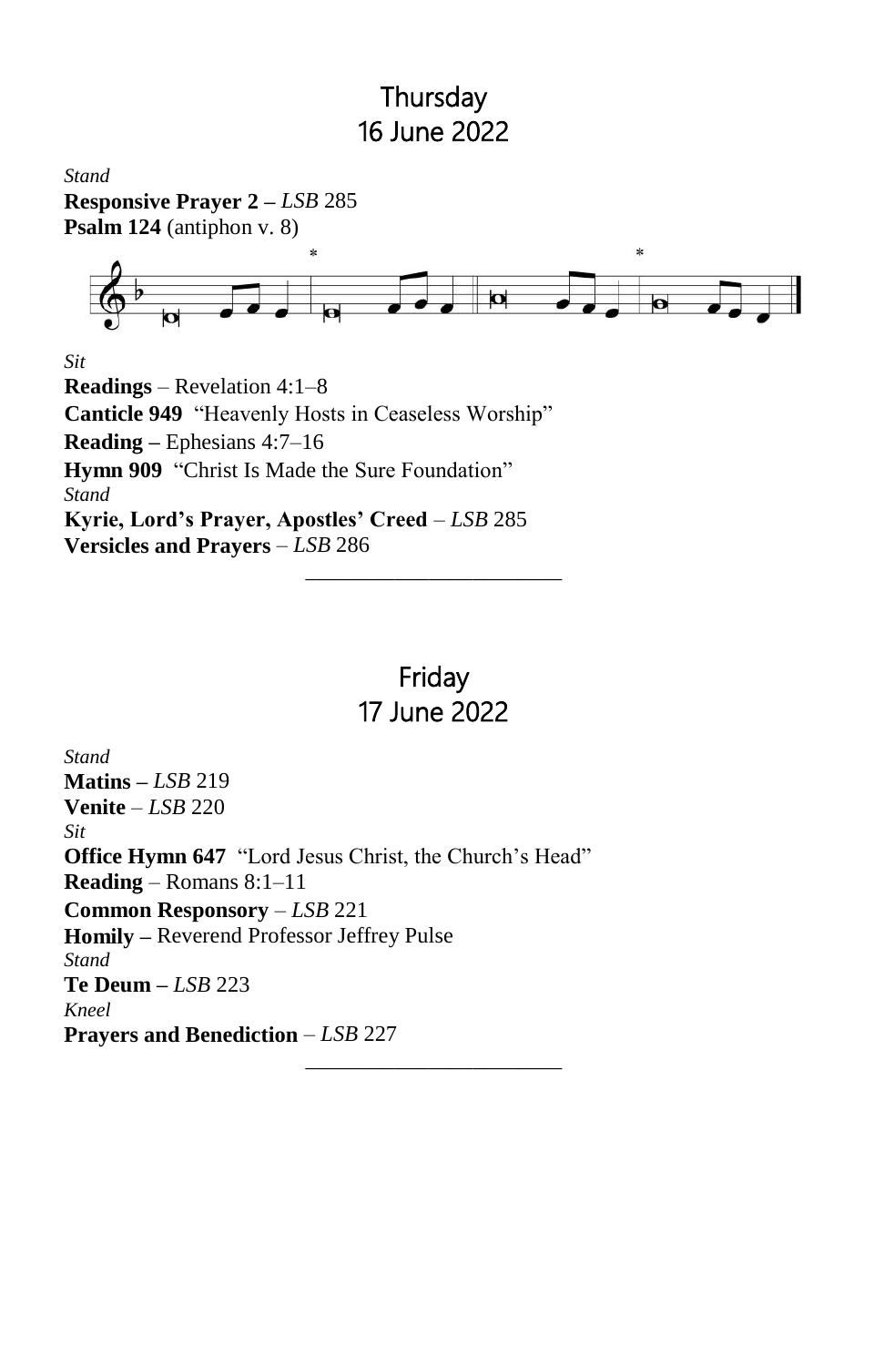## Thursday
## 16 June 2022

*Stand*
**Responsive Prayer 2 –** *LSB* 285
**Psalm 124** (antiphon v. 8)

*Sit*
**Readings** – Revelation 4:1–8
**Canticle 949** "Heavenly Hosts in Ceaseless Worship"
**Reading –** Ephesians 4:7–16
**Hymn 909** "Christ Is Made the Sure Foundation"
*Stand*
**Kyrie, Lord's Prayer, Apostles' Creed** – *LSB* 285
**Versicles and Prayers** – *LSB* 286

---

## Friday
## 17 June 2022

*Stand*
**Matins –** *LSB* 219
**Venite** – *LSB* 220
*Sit*
**Office Hymn 647** "Lord Jesus Christ, the Church's Head"
**Reading** – Romans 8:1–11
**Common Responsory** – *LSB* 221
**Homily –** Reverend Professor Jeffrey Pulse
*Stand*
**Te Deum –** *LSB* 223
*Kneel*
**Prayers and Benediction** – *LSB* 227

---